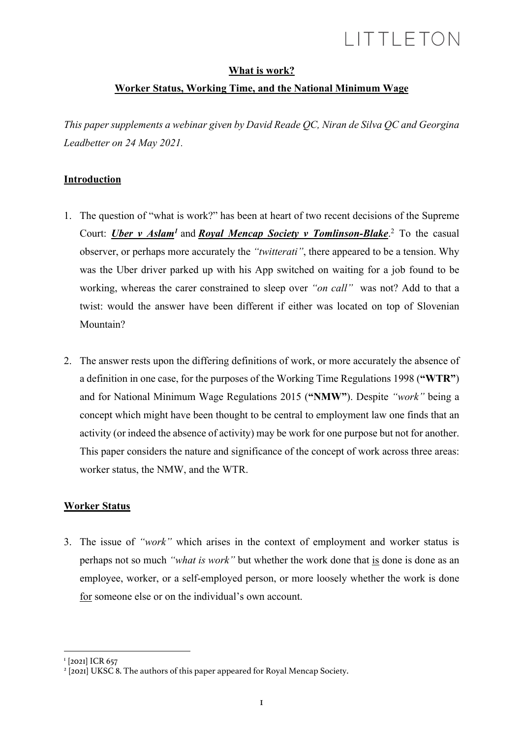**What is work?**

**Worker Status, Working Time, and the National Minimum Wage**

*This paper supplements a webinar given by David Reade QC, Niran de Silva QC and Georgina Leadbetter on 24 May 2021.*

**Introduction**

1. The question of "what is work?" has been at heart of two recent decisions of the Supreme Court: ***Uber v Aslam***[1] and ***Royal Mencap Society v Tomlinson-Blake***.[2] To the casual observer, or perhaps more accurately the *"twitterati"*, there appeared to be a tension. Why was the Uber driver parked up with his App switched on waiting for a job found to be working, whereas the carer constrained to sleep over *"on call"* was not? Add to that a twist: would the answer have been different if either was located on top of Slovenian Mountain?

2. The answer rests upon the differing definitions of work, or more accurately the absence of a definition in one case, for the purposes of the Working Time Regulations 1998 (**"WTR"**) and for National Minimum Wage Regulations 2015 (**"NMW"**). Despite *"work"* being a concept which might have been thought to be central to employment law one finds that an activity (or indeed the absence of activity) may be work for one purpose but not for another. This paper considers the nature and significance of the concept of work across three areas: worker status, the NMW, and the WTR.

**Worker Status**

3. The issue of *"work"* which arises in the context of employment and worker status is perhaps not so much *"what is work"* but whether the work done that <u>is</u> done is done as an employee, worker, or a self-employed person, or more loosely whether the work is done <u>for</u> someone else or on the individual's own account.

---

[1] [2021] ICR 657

[2] [2021] UKSC 8. The authors of this paper appeared for Royal Mencap Society.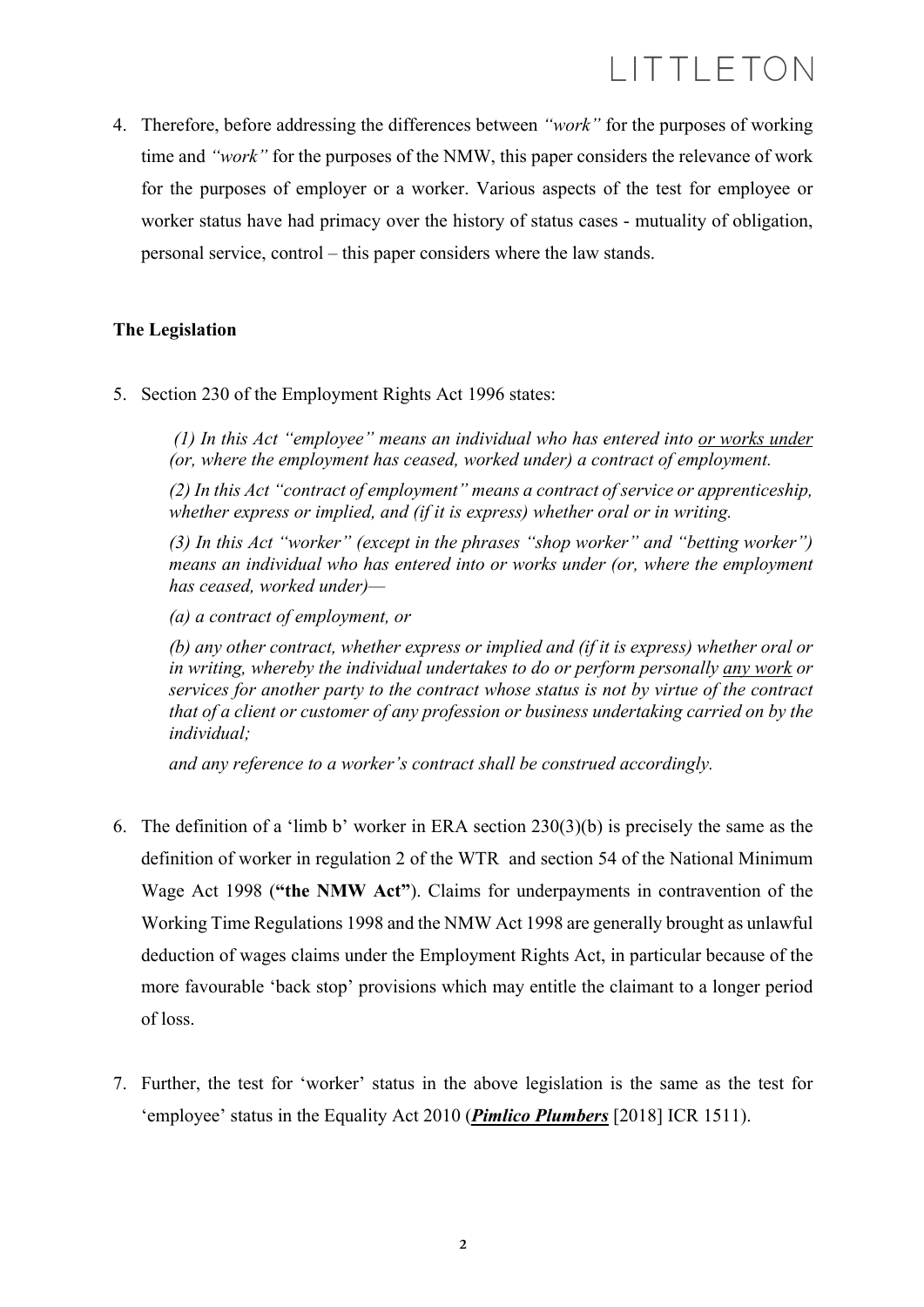4. Therefore, before addressing the differences between *"work"* for the purposes of working time and *"work"* for the purposes of the NMW, this paper considers the relevance of work for the purposes of employer or a worker. Various aspects of the test for employee or worker status have had primacy over the history of status cases - mutuality of obligation, personal service, control – this paper considers where the law stands.

**The Legislation**

5. Section 230 of the Employment Rights Act 1996 states:

> *(1) In this Act "employee" means an individual who has entered into <u>or works under</u> (or, where the employment has ceased, worked under) a contract of employment.*
>
> *(2) In this Act "contract of employment" means a contract of service or apprenticeship, whether express or implied, and (if it is express) whether oral or in writing.*
>
> *(3) In this Act "worker" (except in the phrases "shop worker" and "betting worker") means an individual who has entered into or works under (or, where the employment has ceased, worked under)—*
>
> *(a) a contract of employment, or*
>
> *(b) any other contract, whether express or implied and (if it is express) whether oral or in writing, whereby the individual undertakes to do or perform personally <u>any work</u> or services for another party to the contract whose status is not by virtue of the contract that of a client or customer of any profession or business undertaking carried on by the individual;*
>
> *and any reference to a worker's contract shall be construed accordingly.*

6. The definition of a 'limb b' worker in ERA section 230(3)(b) is precisely the same as the definition of worker in regulation 2 of the WTR and section 54 of the National Minimum Wage Act 1998 (**"the NMW Act"**). Claims for underpayments in contravention of the Working Time Regulations 1998 and the NMW Act 1998 are generally brought as unlawful deduction of wages claims under the Employment Rights Act, in particular because of the more favourable 'back stop' provisions which may entitle the claimant to a longer period of loss.

7. Further, the test for 'worker' status in the above legislation is the same as the test for 'employee' status in the Equality Act 2010 (***<u>Pimlico Plumbers</u>*** [2018] ICR 1511).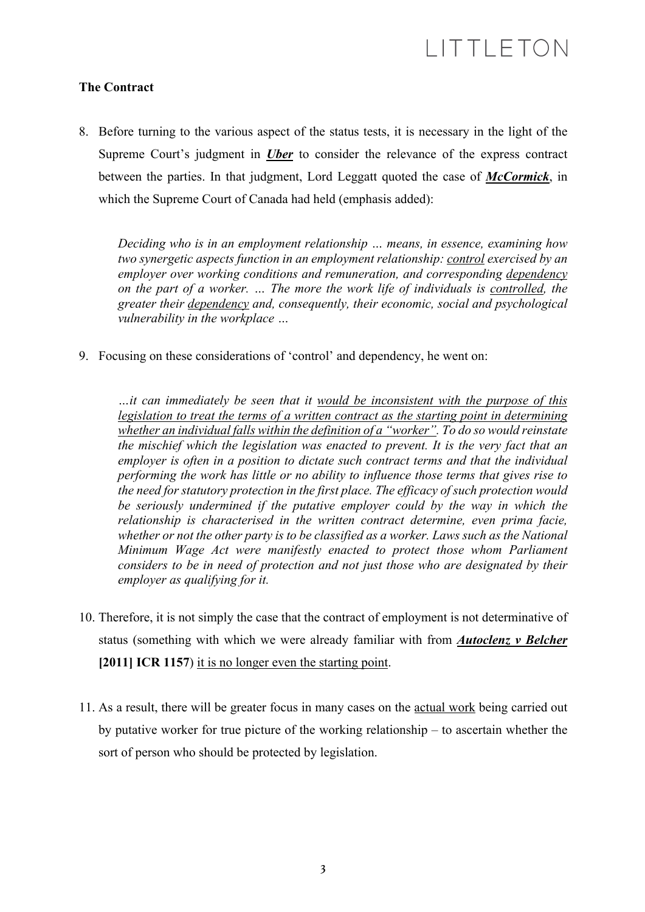**The Contract**

8. Before turning to the various aspect of the status tests, it is necessary in the light of the Supreme Court's judgment in ***Uber*** to consider the relevance of the express contract between the parties. In that judgment, Lord Leggatt quoted the case of ***McCormick***, in which the Supreme Court of Canada had held (emphasis added):

> *Deciding who is in an employment relationship … means, in essence, examining how two synergetic aspects function in an employment relationship: <u>control</u> exercised by an employer over working conditions and remuneration, and corresponding <u>dependency</u> on the part of a worker. … The more the work life of individuals is <u>controlled</u>, the greater their <u>dependency</u> and, consequently, their economic, social and psychological vulnerability in the workplace …*

9. Focusing on these considerations of 'control' and dependency, he went on:

> *…it can immediately be seen that it <u>would be inconsistent with the purpose of this legislation to treat the terms of a written contract as the starting point in determining whether an individual falls within the definition of a "worker"</u>. To do so would reinstate the mischief which the legislation was enacted to prevent. It is the very fact that an employer is often in a position to dictate such contract terms and that the individual performing the work has little or no ability to influence those terms that gives rise to the need for statutory protection in the first place. The efficacy of such protection would be seriously undermined if the putative employer could by the way in which the relationship is characterised in the written contract determine, even prima facie, whether or not the other party is to be classified as a worker. Laws such as the National Minimum Wage Act were manifestly enacted to protect those whom Parliament considers to be in need of protection and not just those who are designated by their employer as qualifying for it.*

10. Therefore, it is not simply the case that the contract of employment is not determinative of status (something with which we were already familiar with from ***<u>Autoclenz v Belcher</u>* [2011] ICR 1157**) <u>it is no longer even the starting point</u>.

11. As a result, there will be greater focus in many cases on the <u>actual work</u> being carried out by putative worker for true picture of the working relationship – to ascertain whether the sort of person who should be protected by legislation.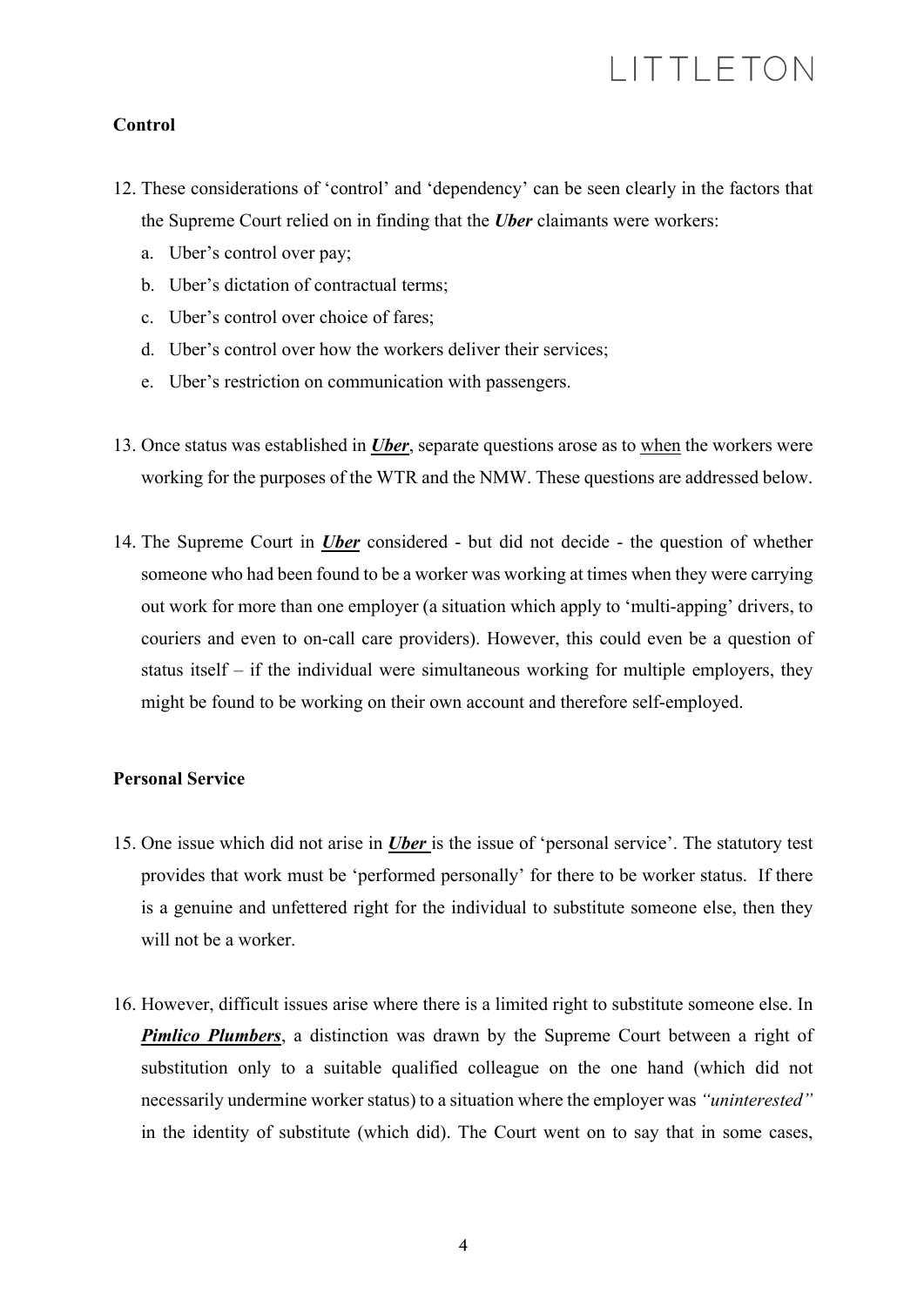**Control**

12. These considerations of 'control' and 'dependency' can be seen clearly in the factors that the Supreme Court relied on in finding that the ***Uber*** claimants were workers:
    a. Uber's control over pay;
    b. Uber's dictation of contractual terms;
    c. Uber's control over choice of fares;
    d. Uber's control over how the workers deliver their services;
    e. Uber's restriction on communication with passengers.

13. Once status was established in ***Uber***, separate questions arose as to when the workers were working for the purposes of the WTR and the NMW. These questions are addressed below.

14. The Supreme Court in ***Uber*** considered - but did not decide - the question of whether someone who had been found to be a worker was working at times when they were carrying out work for more than one employer (a situation which apply to 'multi-apping' drivers, to couriers and even to on-call care providers). However, this could even be a question of status itself – if the individual were simultaneous working for multiple employers, they might be found to be working on their own account and therefore self-employed.

**Personal Service**

15. One issue which did not arise in ***Uber*** is the issue of 'personal service'. The statutory test provides that work must be 'performed personally' for there to be worker status. If there is a genuine and unfettered right for the individual to substitute someone else, then they will not be a worker.

16. However, difficult issues arise where there is a limited right to substitute someone else. In ***Pimlico Plumbers***, a distinction was drawn by the Supreme Court between a right of substitution only to a suitable qualified colleague on the one hand (which did not necessarily undermine worker status) to a situation where the employer was *"uninterested"* in the identity of substitute (which did). The Court went on to say that in some cases,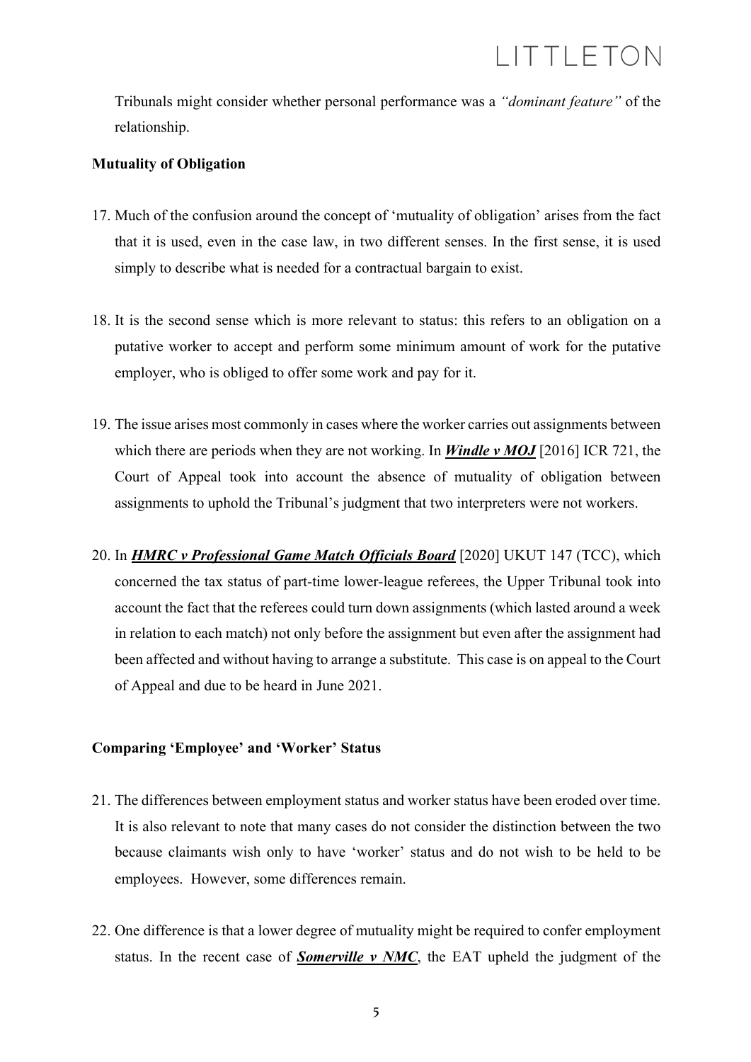Tribunals might consider whether personal performance was a *"dominant feature"* of the relationship.

**Mutuality of Obligation**

17. Much of the confusion around the concept of 'mutuality of obligation' arises from the fact that it is used, even in the case law, in two different senses. In the first sense, it is used simply to describe what is needed for a contractual bargain to exist.

18. It is the second sense which is more relevant to status: this refers to an obligation on a putative worker to accept and perform some minimum amount of work for the putative employer, who is obliged to offer some work and pay for it.

19. The issue arises most commonly in cases where the worker carries out assignments between which there are periods when they are not working. In ***Windle v MOJ*** [2016] ICR 721, the Court of Appeal took into account the absence of mutuality of obligation between assignments to uphold the Tribunal's judgment that two interpreters were not workers.

20. In ***HMRC v Professional Game Match Officials Board*** [2020] UKUT 147 (TCC), which concerned the tax status of part-time lower-league referees, the Upper Tribunal took into account the fact that the referees could turn down assignments (which lasted around a week in relation to each match) not only before the assignment but even after the assignment had been affected and without having to arrange a substitute. This case is on appeal to the Court of Appeal and due to be heard in June 2021.

**Comparing 'Employee' and 'Worker' Status**

21. The differences between employment status and worker status have been eroded over time. It is also relevant to note that many cases do not consider the distinction between the two because claimants wish only to have 'worker' status and do not wish to be held to be employees. However, some differences remain.

22. One difference is that a lower degree of mutuality might be required to confer employment status. In the recent case of ***Somerville v NMC***, the EAT upheld the judgment of the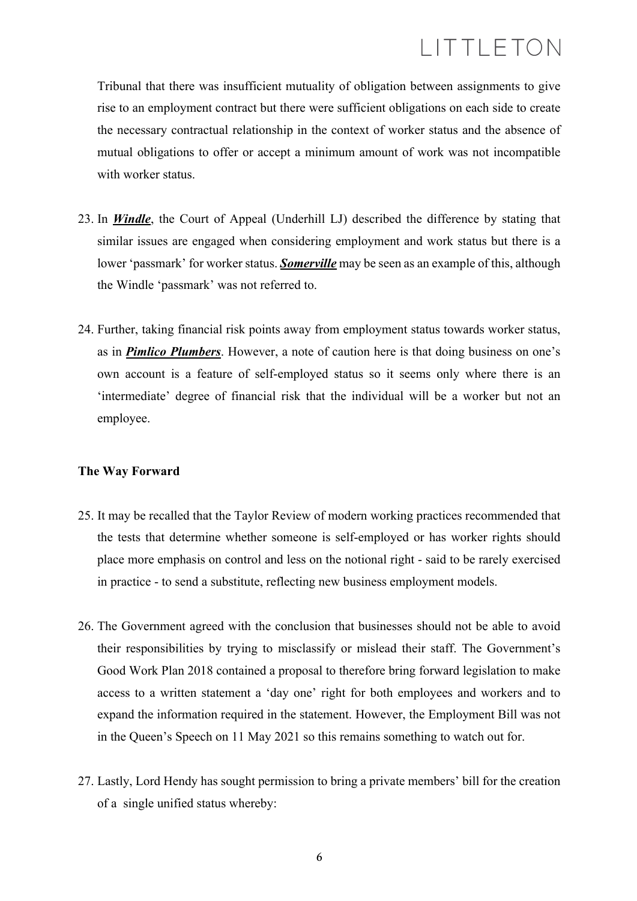Tribunal that there was insufficient mutuality of obligation between assignments to give rise to an employment contract but there were sufficient obligations on each side to create the necessary contractual relationship in the context of worker status and the absence of mutual obligations to offer or accept a minimum amount of work was not incompatible with worker status.

23. In ***Windle***, the Court of Appeal (Underhill LJ) described the difference by stating that similar issues are engaged when considering employment and work status but there is a lower 'passmark' for worker status. ***Somerville*** may be seen as an example of this, although the Windle 'passmark' was not referred to.

24. Further, taking financial risk points away from employment status towards worker status, as in ***Pimlico Plumbers***. However, a note of caution here is that doing business on one's own account is a feature of self-employed status so it seems only where there is an 'intermediate' degree of financial risk that the individual will be a worker but not an employee.

**The Way Forward**

25. It may be recalled that the Taylor Review of modern working practices recommended that the tests that determine whether someone is self-employed or has worker rights should place more emphasis on control and less on the notional right - said to be rarely exercised in practice - to send a substitute, reflecting new business employment models.

26. The Government agreed with the conclusion that businesses should not be able to avoid their responsibilities by trying to misclassify or mislead their staff. The Government's Good Work Plan 2018 contained a proposal to therefore bring forward legislation to make access to a written statement a 'day one' right for both employees and workers and to expand the information required in the statement. However, the Employment Bill was not in the Queen's Speech on 11 May 2021 so this remains something to watch out for.

27. Lastly, Lord Hendy has sought permission to bring a private members' bill for the creation of a single unified status whereby: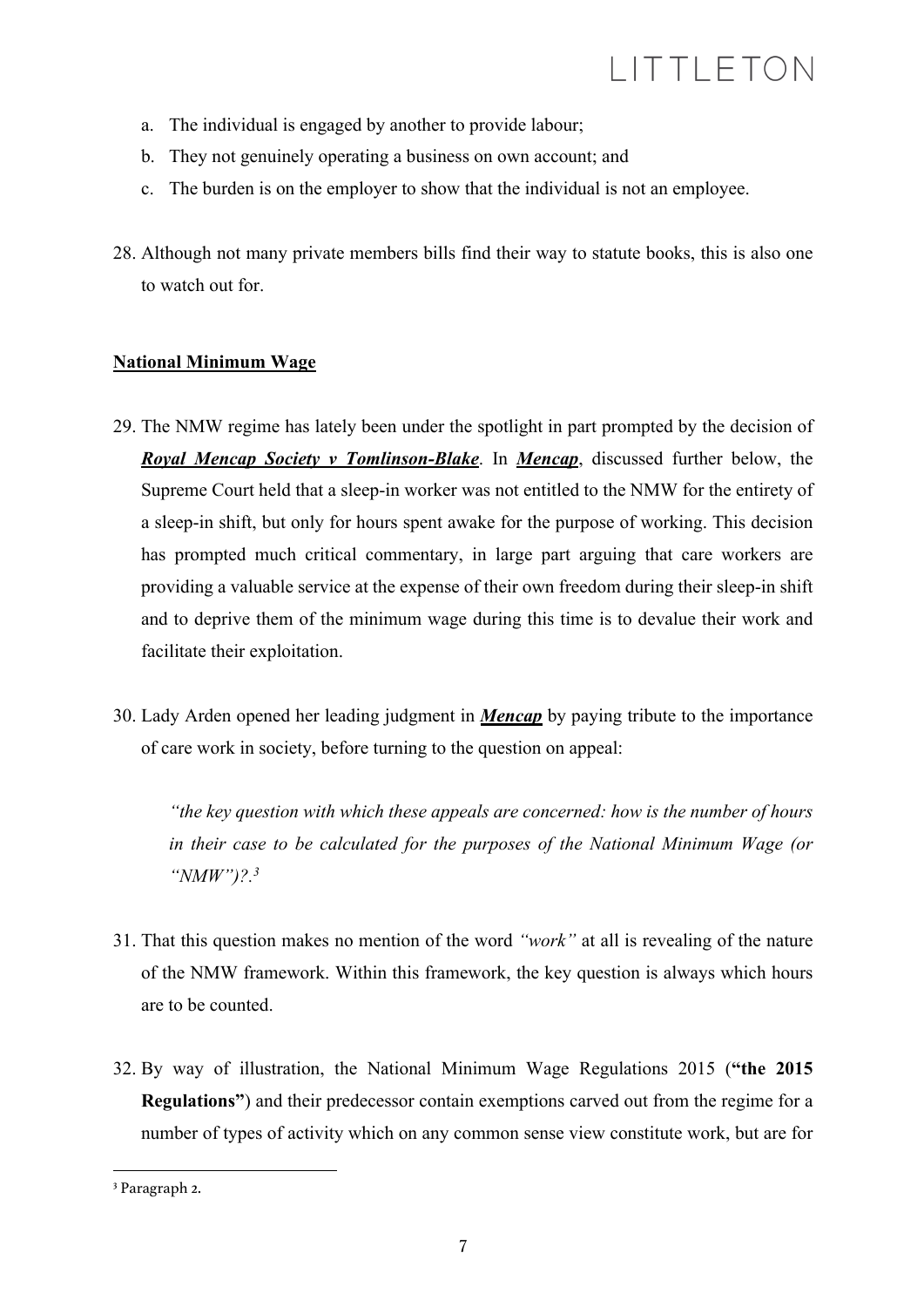a. The individual is engaged by another to provide labour;
b. They not genuinely operating a business on own account; and
c. The burden is on the employer to show that the individual is not an employee.

28. Although not many private members bills find their way to statute books, this is also one to watch out for.

**National Minimum Wage**

29. The NMW regime has lately been under the spotlight in part prompted by the decision of ***Royal Mencap Society v Tomlinson-Blake***. In ***Mencap***, discussed further below, the Supreme Court held that a sleep-in worker was not entitled to the NMW for the entirety of a sleep-in shift, but only for hours spent awake for the purpose of working. This decision has prompted much critical commentary, in large part arguing that care workers are providing a valuable service at the expense of their own freedom during their sleep-in shift and to deprive them of the minimum wage during this time is to devalue their work and facilitate their exploitation.

30. Lady Arden opened her leading judgment in ***Mencap*** by paying tribute to the importance of care work in society, before turning to the question on appeal:

    *"the key question with which these appeals are concerned: how is the number of hours in their case to be calculated for the purposes of the National Minimum Wage (or "NMW")?.*[3]

31. That this question makes no mention of the word *"work"* at all is revealing of the nature of the NMW framework. Within this framework, the key question is always which hours are to be counted.

32. By way of illustration, the National Minimum Wage Regulations 2015 (**"the 2015 Regulations"**) and their predecessor contain exemptions carved out from the regime for a number of types of activity which on any common sense view constitute work, but are for

[3] Paragraph 2.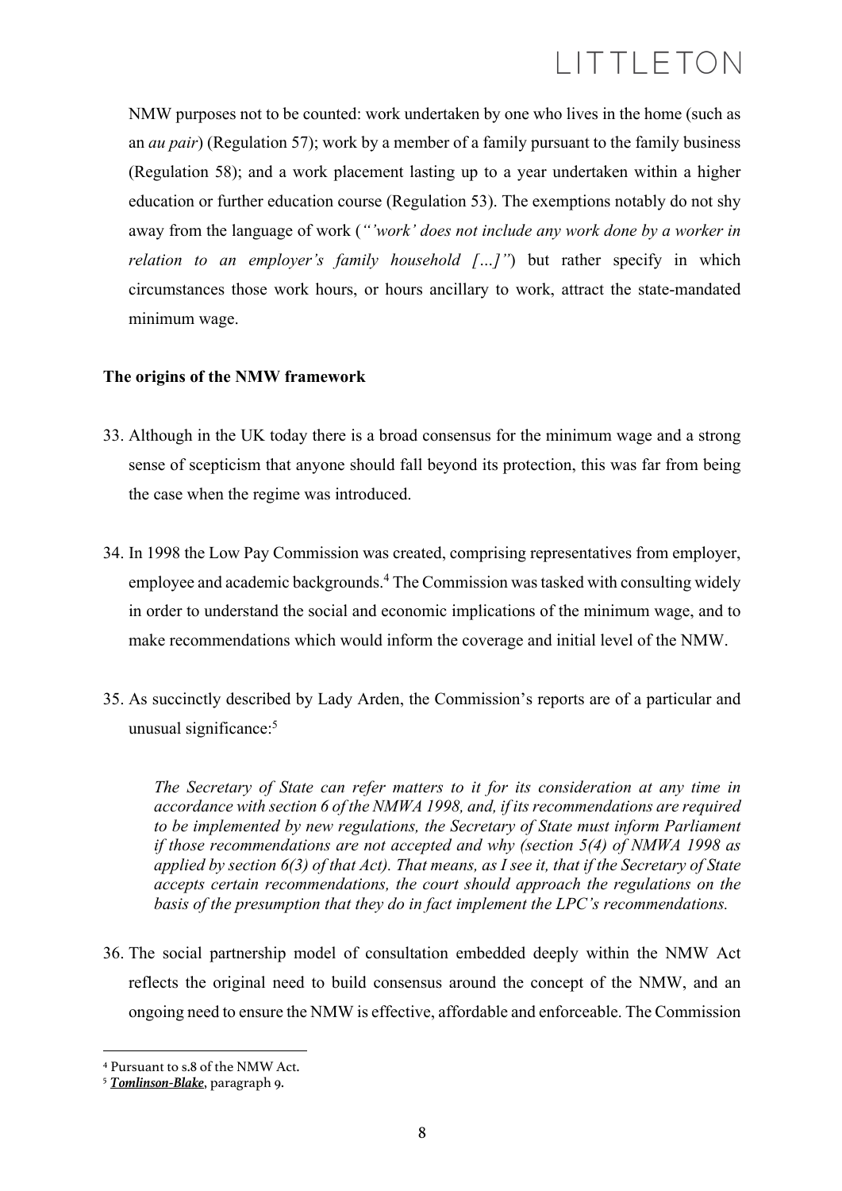NMW purposes not to be counted: work undertaken by one who lives in the home (such as an *au pair*) (Regulation 57); work by a member of a family pursuant to the family business (Regulation 58); and a work placement lasting up to a year undertaken within a higher education or further education course (Regulation 53). The exemptions notably do not shy away from the language of work (*"'work' does not include any work done by a worker in relation to an employer's family household […]"*) but rather specify in which circumstances those work hours, or hours ancillary to work, attract the state-mandated minimum wage.

**The origins of the NMW framework**

33. Although in the UK today there is a broad consensus for the minimum wage and a strong sense of scepticism that anyone should fall beyond its protection, this was far from being the case when the regime was introduced.

34. In 1998 the Low Pay Commission was created, comprising representatives from employer, employee and academic backgrounds.[4] The Commission was tasked with consulting widely in order to understand the social and economic implications of the minimum wage, and to make recommendations which would inform the coverage and initial level of the NMW.

35. As succinctly described by Lady Arden, the Commission's reports are of a particular and unusual significance:[5]

> *The Secretary of State can refer matters to it for its consideration at any time in accordance with section 6 of the NMWA 1998, and, if its recommendations are required to be implemented by new regulations, the Secretary of State must inform Parliament if those recommendations are not accepted and why (section 5(4) of NMWA 1998 as applied by section 6(3) of that Act). That means, as I see it, that if the Secretary of State accepts certain recommendations, the court should approach the regulations on the basis of the presumption that they do in fact implement the LPC's recommendations.*

36. The social partnership model of consultation embedded deeply within the NMW Act reflects the original need to build consensus around the concept of the NMW, and an ongoing need to ensure the NMW is effective, affordable and enforceable. The Commission

---

[4] Pursuant to s.8 of the NMW Act.

[5] ***Tomlinson-Blake***, paragraph 9.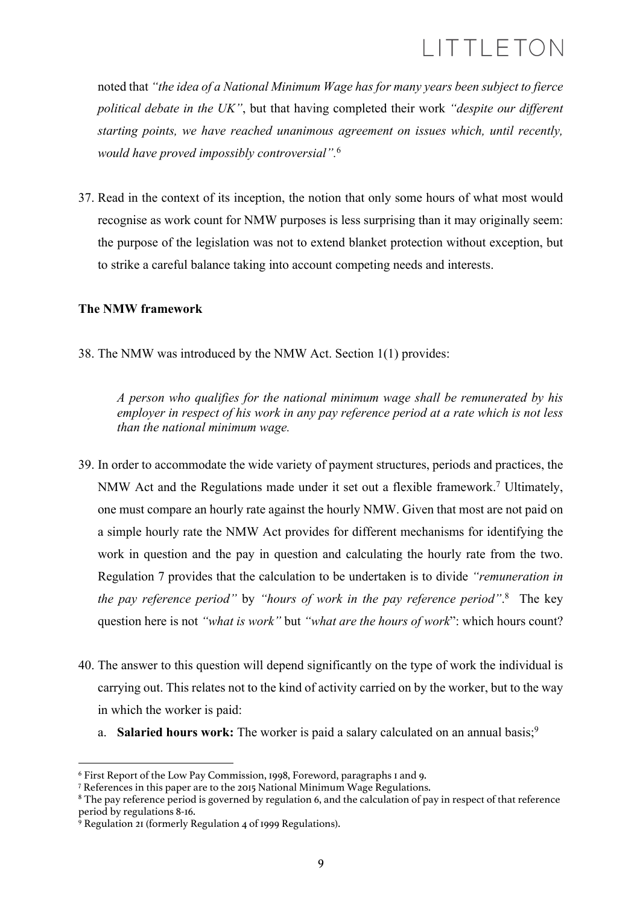noted that *"the idea of a National Minimum Wage has for many years been subject to fierce political debate in the UK"*, but that having completed their work *"despite our different starting points, we have reached unanimous agreement on issues which, until recently, would have proved impossibly controversial"*.[6]

37. Read in the context of its inception, the notion that only some hours of what most would recognise as work count for NMW purposes is less surprising than it may originally seem: the purpose of the legislation was not to extend blanket protection without exception, but to strike a careful balance taking into account competing needs and interests.

**The NMW framework**

38. The NMW was introduced by the NMW Act. Section 1(1) provides:

> *A person who qualifies for the national minimum wage shall be remunerated by his employer in respect of his work in any pay reference period at a rate which is not less than the national minimum wage.*

39. In order to accommodate the wide variety of payment structures, periods and practices, the NMW Act and the Regulations made under it set out a flexible framework.[7] Ultimately, one must compare an hourly rate against the hourly NMW. Given that most are not paid on a simple hourly rate the NMW Act provides for different mechanisms for identifying the work in question and the pay in question and calculating the hourly rate from the two. Regulation 7 provides that the calculation to be undertaken is to divide *"remuneration in the pay reference period"* by *"hours of work in the pay reference period"*.[8] The key question here is not *"what is work"* but *"what are the hours of work*": which hours count?

40. The answer to this question will depend significantly on the type of work the individual is carrying out. This relates not to the kind of activity carried on by the worker, but to the way in which the worker is paid:

    a. **Salaried hours work:** The worker is paid a salary calculated on an annual basis;[9]

---

[6] First Report of the Low Pay Commission, 1998, Foreword, paragraphs 1 and 9.

[7] References in this paper are to the 2015 National Minimum Wage Regulations.

[8] The pay reference period is governed by regulation 6, and the calculation of pay in respect of that reference period by regulations 8-16.

[9] Regulation 21 (formerly Regulation 4 of 1999 Regulations).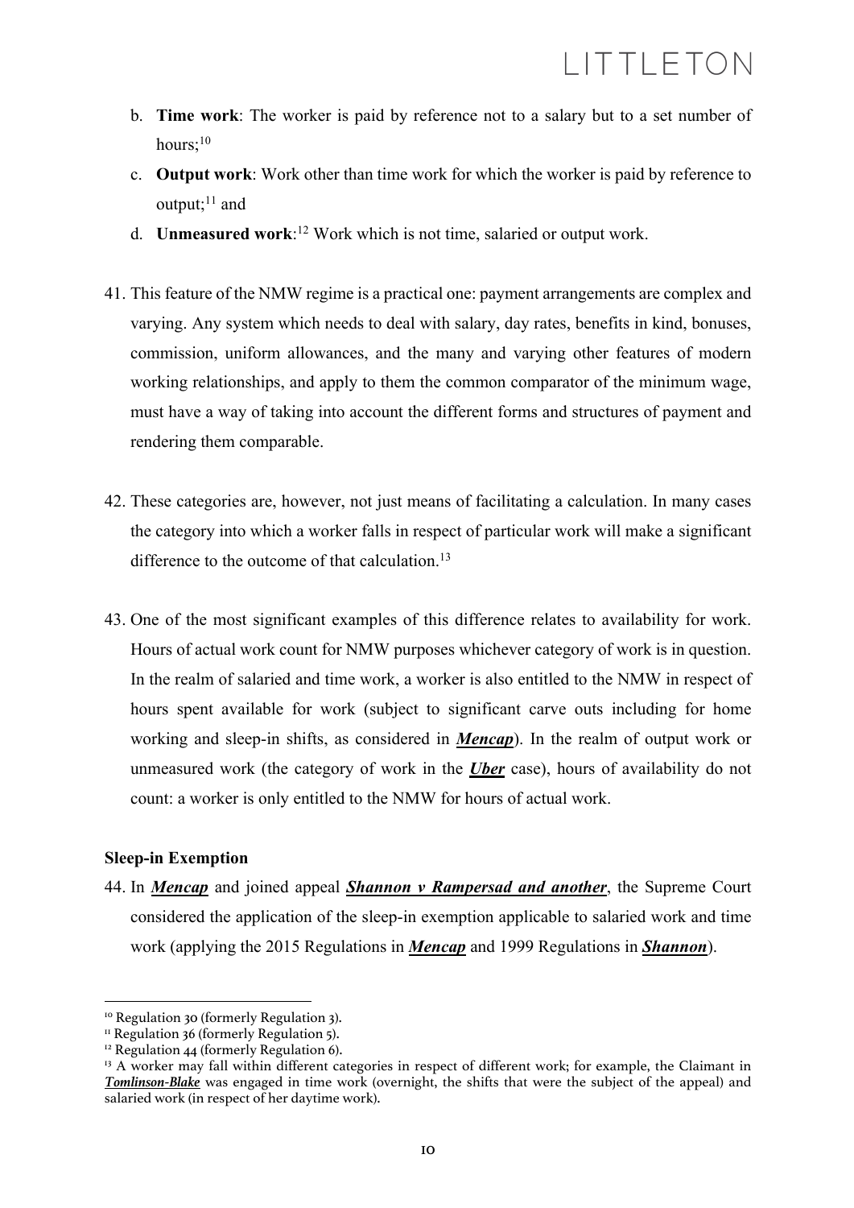b. **Time work**: The worker is paid by reference not to a salary but to a set number of hours;[10]

c. **Output work**: Work other than time work for which the worker is paid by reference to output;[11] and

d. **Unmeasured work**:[12] Work which is not time, salaried or output work.

41. This feature of the NMW regime is a practical one: payment arrangements are complex and varying. Any system which needs to deal with salary, day rates, benefits in kind, bonuses, commission, uniform allowances, and the many and varying other features of modern working relationships, and apply to them the common comparator of the minimum wage, must have a way of taking into account the different forms and structures of payment and rendering them comparable.

42. These categories are, however, not just means of facilitating a calculation. In many cases the category into which a worker falls in respect of particular work will make a significant difference to the outcome of that calculation.[13]

43. One of the most significant examples of this difference relates to availability for work. Hours of actual work count for NMW purposes whichever category of work is in question. In the realm of salaried and time work, a worker is also entitled to the NMW in respect of hours spent available for work (subject to significant carve outs including for home working and sleep-in shifts, as considered in ***Mencap***). In the realm of output work or unmeasured work (the category of work in the ***Uber*** case), hours of availability do not count: a worker is only entitled to the NMW for hours of actual work.

### Sleep-in Exemption

44. In ***Mencap*** and joined appeal ***Shannon v Rampersad and another***, the Supreme Court considered the application of the sleep-in exemption applicable to salaried work and time work (applying the 2015 Regulations in ***Mencap*** and 1999 Regulations in ***Shannon***).

---

[10] Regulation 30 (formerly Regulation 3).

[11] Regulation 36 (formerly Regulation 5).

[12] Regulation 44 (formerly Regulation 6).

[13] A worker may fall within different categories in respect of different work; for example, the Claimant in ***Tomlinson-Blake*** was engaged in time work (overnight, the shifts that were the subject of the appeal) and salaried work (in respect of her daytime work).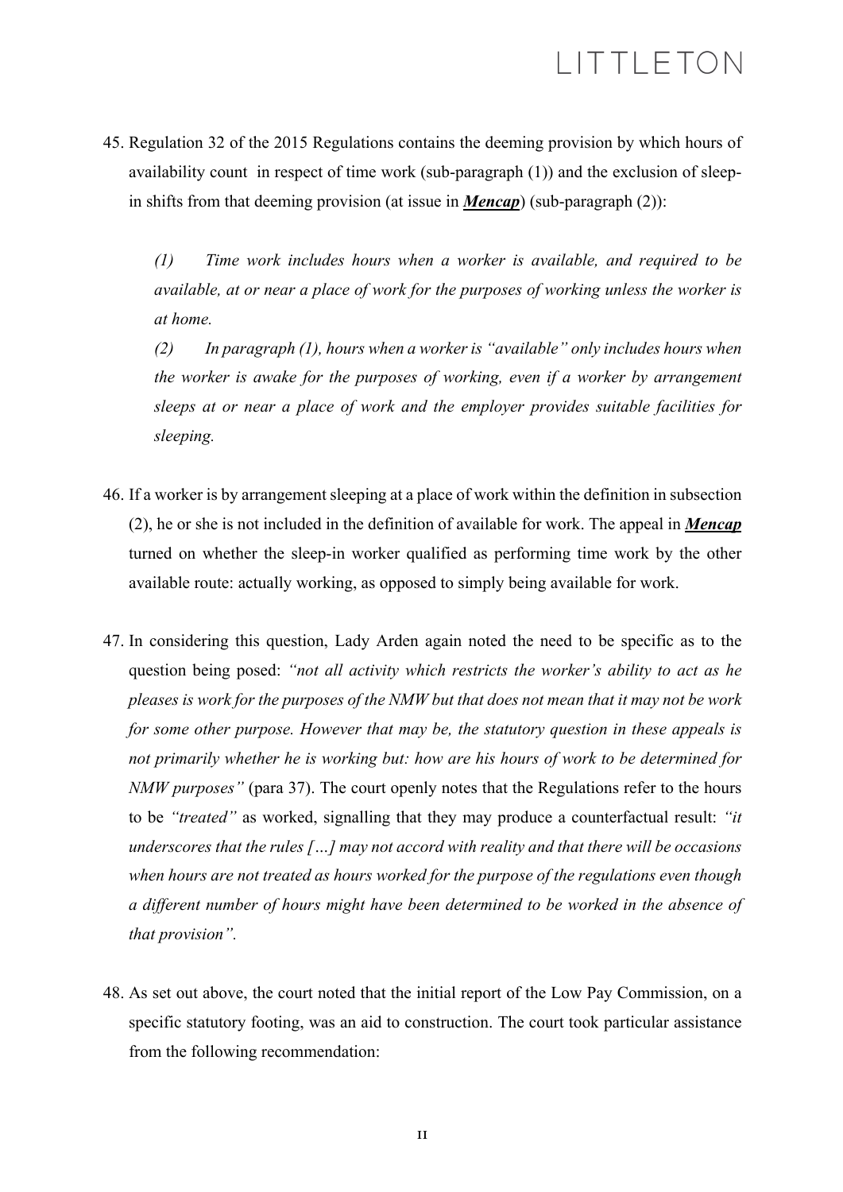45. Regulation 32 of the 2015 Regulations contains the deeming provision by which hours of availability count in respect of time work (sub-paragraph (1)) and the exclusion of sleep-in shifts from that deeming provision (at issue in ***Mencap***) (sub-paragraph (2)):

    *(1) Time work includes hours when a worker is available, and required to be available, at or near a place of work for the purposes of working unless the worker is at home.*

    *(2) In paragraph (1), hours when a worker is "available" only includes hours when the worker is awake for the purposes of working, even if a worker by arrangement sleeps at or near a place of work and the employer provides suitable facilities for sleeping.*

46. If a worker is by arrangement sleeping at a place of work within the definition in subsection (2), he or she is not included in the definition of available for work. The appeal in ***Mencap*** turned on whether the sleep-in worker qualified as performing time work by the other available route: actually working, as opposed to simply being available for work.

47. In considering this question, Lady Arden again noted the need to be specific as to the question being posed: *"not all activity which restricts the worker's ability to act as he pleases is work for the purposes of the NMW but that does not mean that it may not be work for some other purpose. However that may be, the statutory question in these appeals is not primarily whether he is working but: how are his hours of work to be determined for NMW purposes"* (para 37). The court openly notes that the Regulations refer to the hours to be *"treated"* as worked, signalling that they may produce a counterfactual result: *"it underscores that the rules […] may not accord with reality and that there will be occasions when hours are not treated as hours worked for the purpose of the regulations even though a different number of hours might have been determined to be worked in the absence of that provision".*

48. As set out above, the court noted that the initial report of the Low Pay Commission, on a specific statutory footing, was an aid to construction. The court took particular assistance from the following recommendation: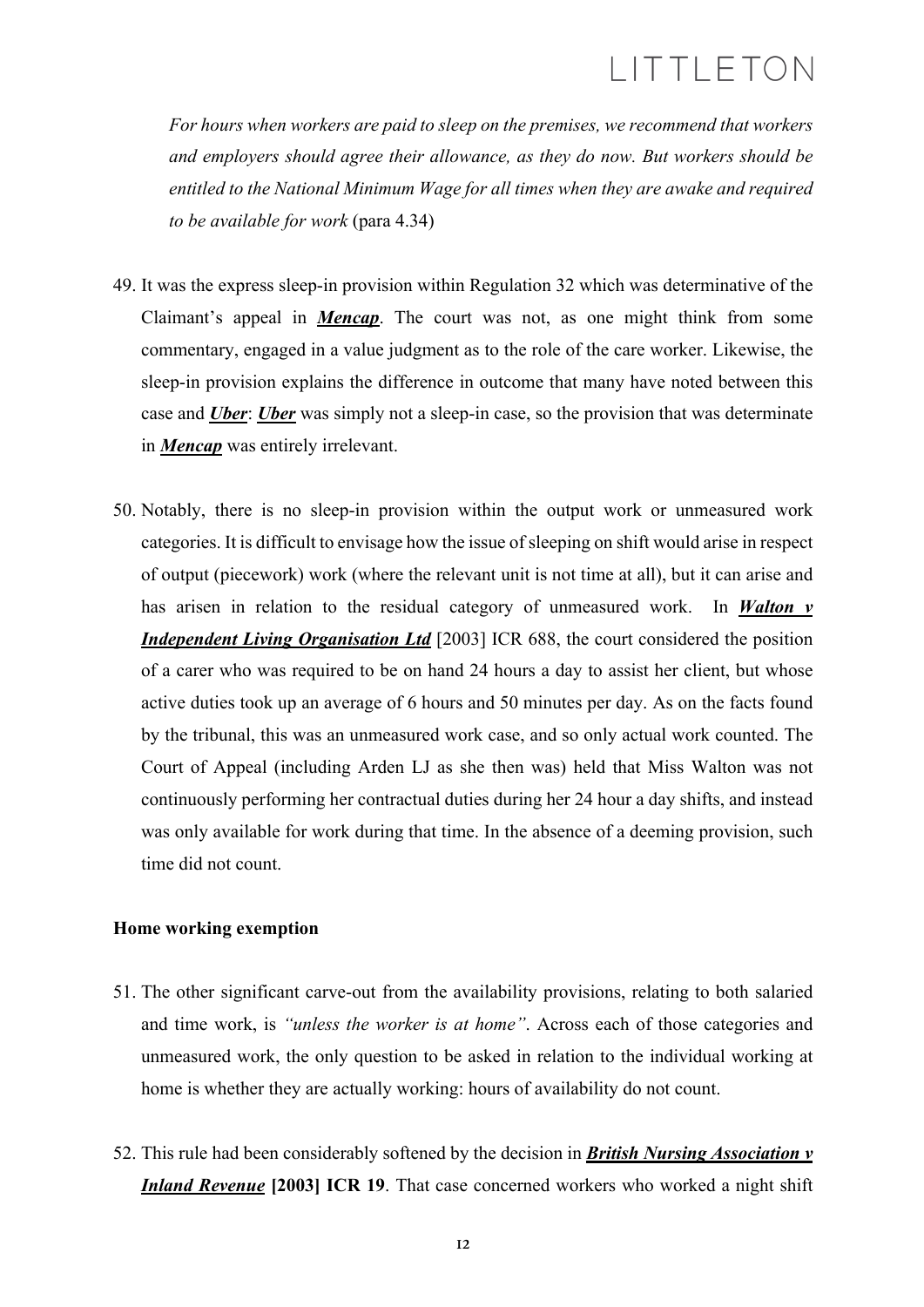*For hours when workers are paid to sleep on the premises, we recommend that workers and employers should agree their allowance, as they do now. But workers should be entitled to the National Minimum Wage for all times when they are awake and required to be available for work* (para 4.34)

49. It was the express sleep-in provision within Regulation 32 which was determinative of the Claimant's appeal in ***Mencap***. The court was not, as one might think from some commentary, engaged in a value judgment as to the role of the care worker. Likewise, the sleep-in provision explains the difference in outcome that many have noted between this case and ***Uber***: ***Uber*** was simply not a sleep-in case, so the provision that was determinate in ***Mencap*** was entirely irrelevant.

50. Notably, there is no sleep-in provision within the output work or unmeasured work categories. It is difficult to envisage how the issue of sleeping on shift would arise in respect of output (piecework) work (where the relevant unit is not time at all), but it can arise and has arisen in relation to the residual category of unmeasured work. In ***Walton v Independent Living Organisation Ltd*** [2003] ICR 688, the court considered the position of a carer who was required to be on hand 24 hours a day to assist her client, but whose active duties took up an average of 6 hours and 50 minutes per day. As on the facts found by the tribunal, this was an unmeasured work case, and so only actual work counted. The Court of Appeal (including Arden LJ as she then was) held that Miss Walton was not continuously performing her contractual duties during her 24 hour a day shifts, and instead was only available for work during that time. In the absence of a deeming provision, such time did not count.

### Home working exemption

51. The other significant carve-out from the availability provisions, relating to both salaried and time work, is *"unless the worker is at home"*. Across each of those categories and unmeasured work, the only question to be asked in relation to the individual working at home is whether they are actually working: hours of availability do not count.

52. This rule had been considerably softened by the decision in ***British Nursing Association v Inland Revenue*** **[2003] ICR 19**. That case concerned workers who worked a night shift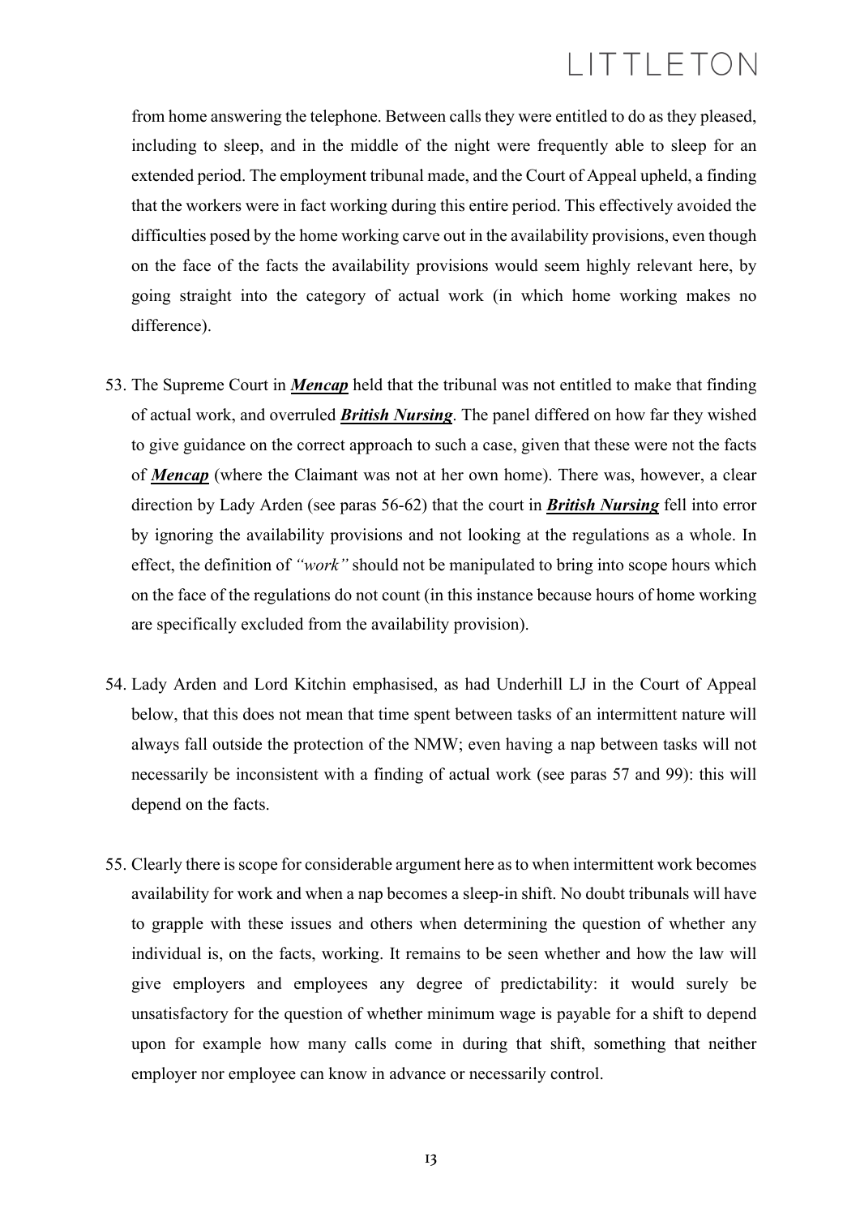from home answering the telephone. Between calls they were entitled to do as they pleased, including to sleep, and in the middle of the night were frequently able to sleep for an extended period. The employment tribunal made, and the Court of Appeal upheld, a finding that the workers were in fact working during this entire period. This effectively avoided the difficulties posed by the home working carve out in the availability provisions, even though on the face of the facts the availability provisions would seem highly relevant here, by going straight into the category of actual work (in which home working makes no difference).

53. The Supreme Court in ***Mencap*** held that the tribunal was not entitled to make that finding of actual work, and overruled ***British Nursing***. The panel differed on how far they wished to give guidance on the correct approach to such a case, given that these were not the facts of ***Mencap*** (where the Claimant was not at her own home). There was, however, a clear direction by Lady Arden (see paras 56-62) that the court in ***British Nursing*** fell into error by ignoring the availability provisions and not looking at the regulations as a whole. In effect, the definition of *"work"* should not be manipulated to bring into scope hours which on the face of the regulations do not count (in this instance because hours of home working are specifically excluded from the availability provision).

54. Lady Arden and Lord Kitchin emphasised, as had Underhill LJ in the Court of Appeal below, that this does not mean that time spent between tasks of an intermittent nature will always fall outside the protection of the NMW; even having a nap between tasks will not necessarily be inconsistent with a finding of actual work (see paras 57 and 99): this will depend on the facts.

55. Clearly there is scope for considerable argument here as to when intermittent work becomes availability for work and when a nap becomes a sleep-in shift. No doubt tribunals will have to grapple with these issues and others when determining the question of whether any individual is, on the facts, working. It remains to be seen whether and how the law will give employers and employees any degree of predictability: it would surely be unsatisfactory for the question of whether minimum wage is payable for a shift to depend upon for example how many calls come in during that shift, something that neither employer nor employee can know in advance or necessarily control.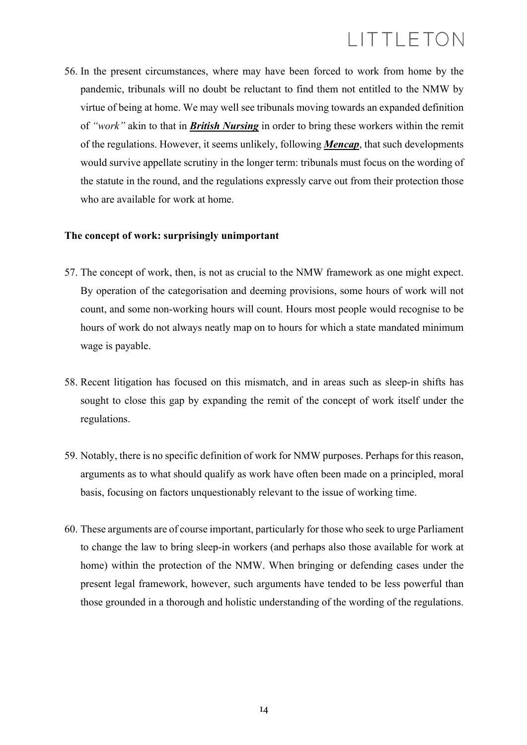56. In the present circumstances, where may have been forced to work from home by the pandemic, tribunals will no doubt be reluctant to find them not entitled to the NMW by virtue of being at home. We may well see tribunals moving towards an expanded definition of *"work"* akin to that in ***British Nursing*** in order to bring these workers within the remit of the regulations. However, it seems unlikely, following ***Mencap***, that such developments would survive appellate scrutiny in the longer term: tribunals must focus on the wording of the statute in the round, and the regulations expressly carve out from their protection those who are available for work at home.

**The concept of work: surprisingly unimportant**

57. The concept of work, then, is not as crucial to the NMW framework as one might expect. By operation of the categorisation and deeming provisions, some hours of work will not count, and some non-working hours will count. Hours most people would recognise to be hours of work do not always neatly map on to hours for which a state mandated minimum wage is payable.

58. Recent litigation has focused on this mismatch, and in areas such as sleep-in shifts has sought to close this gap by expanding the remit of the concept of work itself under the regulations.

59. Notably, there is no specific definition of work for NMW purposes. Perhaps for this reason, arguments as to what should qualify as work have often been made on a principled, moral basis, focusing on factors unquestionably relevant to the issue of working time.

60. These arguments are of course important, particularly for those who seek to urge Parliament to change the law to bring sleep-in workers (and perhaps also those available for work at home) within the protection of the NMW. When bringing or defending cases under the present legal framework, however, such arguments have tended to be less powerful than those grounded in a thorough and holistic understanding of the wording of the regulations.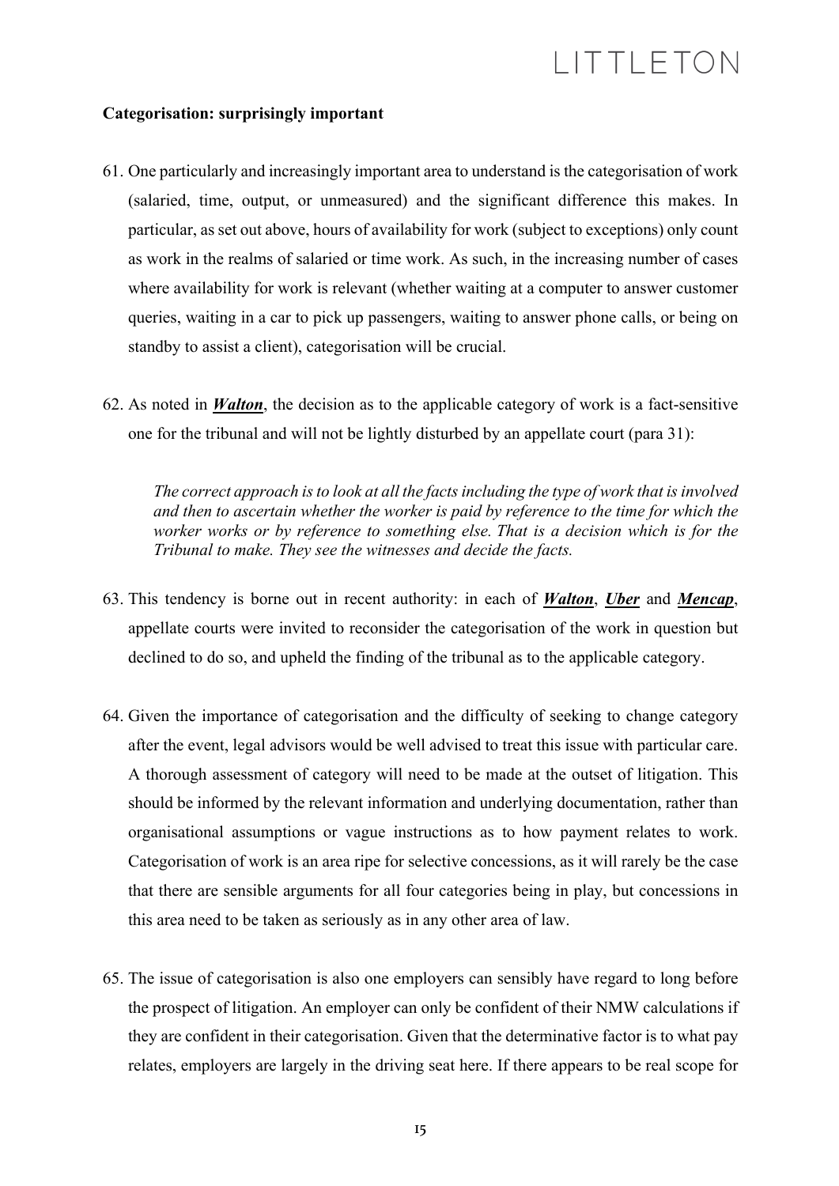**Categorisation: surprisingly important**

61. One particularly and increasingly important area to understand is the categorisation of work (salaried, time, output, or unmeasured) and the significant difference this makes. In particular, as set out above, hours of availability for work (subject to exceptions) only count as work in the realms of salaried or time work. As such, in the increasing number of cases where availability for work is relevant (whether waiting at a computer to answer customer queries, waiting in a car to pick up passengers, waiting to answer phone calls, or being on standby to assist a client), categorisation will be crucial.

62. As noted in ***Walton***, the decision as to the applicable category of work is a fact-sensitive one for the tribunal and will not be lightly disturbed by an appellate court (para 31):

> *The correct approach is to look at all the facts including the type of work that is involved and then to ascertain whether the worker is paid by reference to the time for which the worker works or by reference to something else. That is a decision which is for the Tribunal to make. They see the witnesses and decide the facts.*

63. This tendency is borne out in recent authority: in each of ***Walton***, ***Uber*** and ***Mencap***, appellate courts were invited to reconsider the categorisation of the work in question but declined to do so, and upheld the finding of the tribunal as to the applicable category.

64. Given the importance of categorisation and the difficulty of seeking to change category after the event, legal advisors would be well advised to treat this issue with particular care. A thorough assessment of category will need to be made at the outset of litigation. This should be informed by the relevant information and underlying documentation, rather than organisational assumptions or vague instructions as to how payment relates to work. Categorisation of work is an area ripe for selective concessions, as it will rarely be the case that there are sensible arguments for all four categories being in play, but concessions in this area need to be taken as seriously as in any other area of law.

65. The issue of categorisation is also one employers can sensibly have regard to long before the prospect of litigation. An employer can only be confident of their NMW calculations if they are confident in their categorisation. Given that the determinative factor is to what pay relates, employers are largely in the driving seat here. If there appears to be real scope for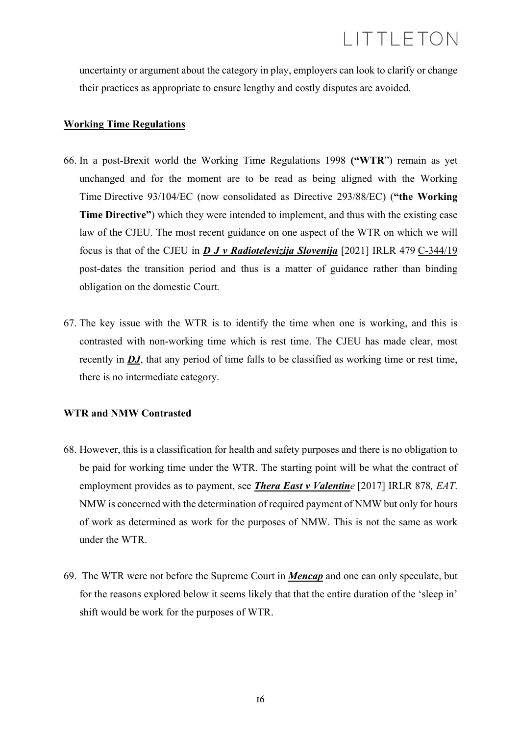uncertainty or argument about the category in play, employers can look to clarify or change their practices as appropriate to ensure lengthy and costly disputes are avoided.

## Working Time Regulations

66. In a post-Brexit world the Working Time Regulations 1998 **("WTR")** remain as yet unchanged and for the moment are to be read as being aligned with the Working Time Directive 93/104/EC (now consolidated as Directive 293/88/EC) (**"the Working Time Directive"**) which they were intended to implement, and thus with the existing case law of the CJEU. The most recent guidance on one aspect of the WTR on which we will focus is that of the CJEU in ***D J v Radiotelevizija Slovenija*** [2021] IRLR 479 C-344/19 post-dates the transition period and thus is a matter of guidance rather than binding obligation on the domestic Court*.*

67. The key issue with the WTR is to identify the time when one is working, and this is contrasted with non-working time which is rest time. The CJEU has made clear, most recently in ***DJ***, that any period of time falls to be classified as working time or rest time, there is no intermediate category.

## WTR and NMW Contrasted

68. However, this is a classification for health and safety purposes and there is no obligation to be paid for working time under the WTR. The starting point will be what the contract of employment provides as to payment, see ***Thera East v Valentine*** [2017] IRLR 878*, EAT*. NMW is concerned with the determination of required payment of NMW but only for hours of work as determined as work for the purposes of NMW. This is not the same as work under the WTR.

69. The WTR were not before the Supreme Court in ***Mencap*** and one can only speculate, but for the reasons explored below it seems likely that that the entire duration of the 'sleep in' shift would be work for the purposes of WTR.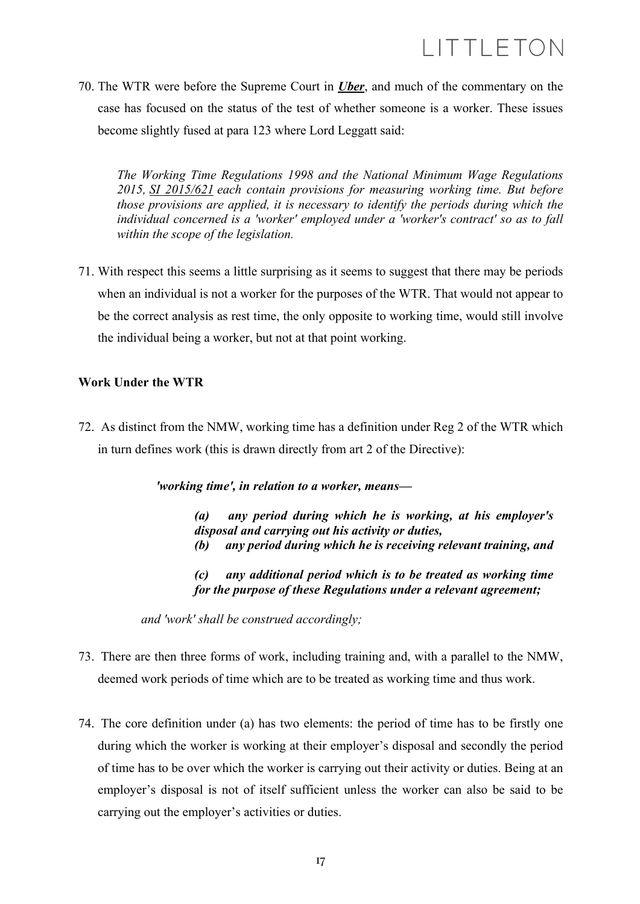70. The WTR were before the Supreme Court in ***Uber***, and much of the commentary on the case has focused on the status of the test of whether someone is a worker. These issues become slightly fused at para 123 where Lord Leggatt said:

> *The Working Time Regulations 1998 and the National Minimum Wage Regulations 2015, SI 2015/621 each contain provisions for measuring working time. But before those provisions are applied, it is necessary to identify the periods during which the individual concerned is a 'worker' employed under a 'worker's contract' so as to fall within the scope of the legislation.*

71. With respect this seems a little surprising as it seems to suggest that there may be periods when an individual is not a worker for the purposes of the WTR. That would not appear to be the correct analysis as rest time, the only opposite to working time, would still involve the individual being a worker, but not at that point working.

**Work Under the WTR**

72. As distinct from the NMW, working time has a definition under Reg 2 of the WTR which in turn defines work (this is drawn directly from art 2 of the Directive):

> ***'working time', in relation to a worker, means—***
>
> ***(a) any period during which he is working, at his employer's disposal and carrying out his activity or duties,***
> ***(b) any period during which he is receiving relevant training, and***
>
> ***(c) any additional period which is to be treated as working time for the purpose of these Regulations under a relevant agreement;***
>
> *and 'work' shall be construed accordingly;*

73. There are then three forms of work, including training and, with a parallel to the NMW, deemed work periods of time which are to be treated as working time and thus work.

74. The core definition under (a) has two elements: the period of time has to be firstly one during which the worker is working at their employer's disposal and secondly the period of time has to be over which the worker is carrying out their activity or duties. Being at an employer's disposal is not of itself sufficient unless the worker can also be said to be carrying out the employer's activities or duties.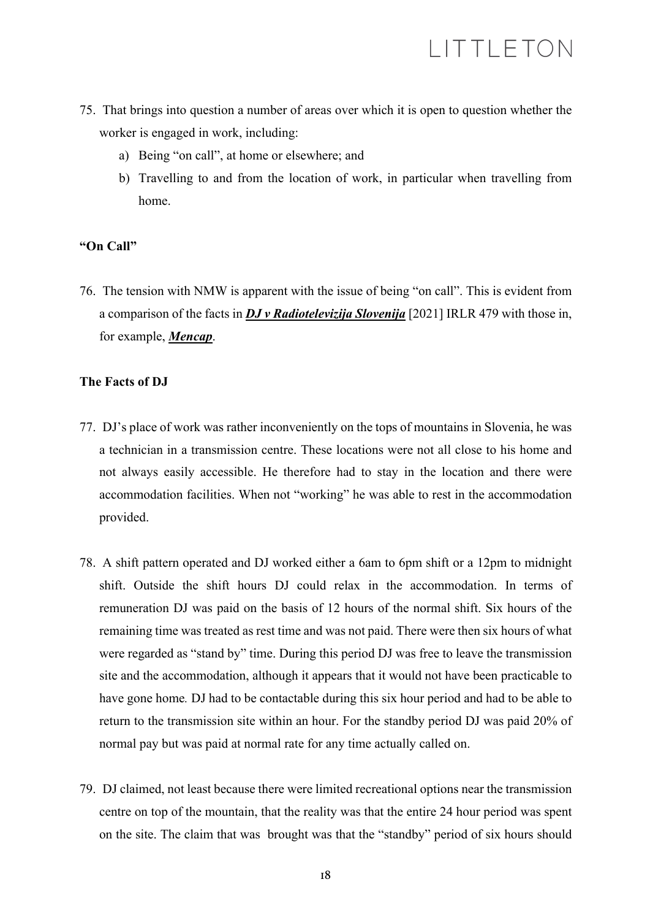75. That brings into question a number of areas over which it is open to question whether the worker is engaged in work, including:
    a) Being "on call", at home or elsewhere; and
    b) Travelling to and from the location of work, in particular when travelling from home.

**"On Call"**

76. The tension with NMW is apparent with the issue of being "on call". This is evident from a comparison of the facts in ***DJ v Radiotelevizija Slovenija*** [2021] IRLR 479 with those in, for example, ***Mencap***.

**The Facts of DJ**

77. DJ's place of work was rather inconveniently on the tops of mountains in Slovenia, he was a technician in a transmission centre. These locations were not all close to his home and not always easily accessible. He therefore had to stay in the location and there were accommodation facilities. When not "working" he was able to rest in the accommodation provided.

78. A shift pattern operated and DJ worked either a 6am to 6pm shift or a 12pm to midnight shift. Outside the shift hours DJ could relax in the accommodation. In terms of remuneration DJ was paid on the basis of 12 hours of the normal shift. Six hours of the remaining time was treated as rest time and was not paid. There were then six hours of what were regarded as "stand by" time. During this period DJ was free to leave the transmission site and the accommodation, although it appears that it would not have been practicable to have gone home. DJ had to be contactable during this six hour period and had to be able to return to the transmission site within an hour. For the standby period DJ was paid 20% of normal pay but was paid at normal rate for any time actually called on.

79. DJ claimed, not least because there were limited recreational options near the transmission centre on top of the mountain, that the reality was that the entire 24 hour period was spent on the site. The claim that was brought was that the "standby" period of six hours should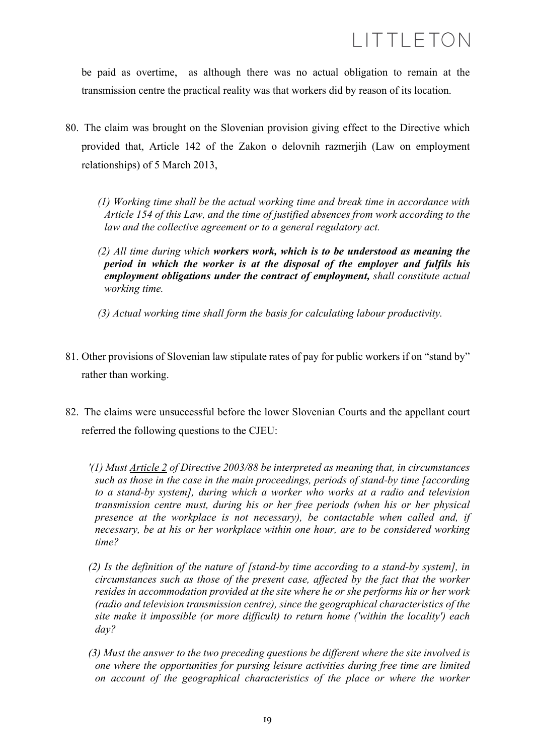be paid as overtime, as although there was no actual obligation to remain at the transmission centre the practical reality was that workers did by reason of its location.

80. The claim was brought on the Slovenian provision giving effect to the Directive which provided that, Article 142 of the Zakon o delovnih razmerjih (Law on employment relationships) of 5 March 2013,

> *(1) Working time shall be the actual working time and break time in accordance with Article 154 of this Law, and the time of justified absences from work according to the law and the collective agreement or to a general regulatory act.*
>
> *(2) All time during which* ***workers work, which is to be understood as meaning the period in which the worker is at the disposal of the employer and fulfils his employment obligations under the contract of employment,*** *shall constitute actual working time.*
>
> *(3) Actual working time shall form the basis for calculating labour productivity.*

81. Other provisions of Slovenian law stipulate rates of pay for public workers if on "stand by" rather than working.

82. The claims were unsuccessful before the lower Slovenian Courts and the appellant court referred the following questions to the CJEU:

> *'(1) Must Article 2 of Directive 2003/88 be interpreted as meaning that, in circumstances such as those in the case in the main proceedings, periods of stand-by time [according to a stand-by system], during which a worker who works at a radio and television transmission centre must, during his or her free periods (when his or her physical presence at the workplace is not necessary), be contactable when called and, if necessary, be at his or her workplace within one hour, are to be considered working time?*
>
> *(2) Is the definition of the nature of [stand-by time according to a stand-by system], in circumstances such as those of the present case, affected by the fact that the worker resides in accommodation provided at the site where he or she performs his or her work (radio and television transmission centre), since the geographical characteristics of the site make it impossible (or more difficult) to return home ('within the locality') each day?*
>
> *(3) Must the answer to the two preceding questions be different where the site involved is one where the opportunities for pursuing leisure activities during free time are limited on account of the geographical characteristics of the place or where the worker*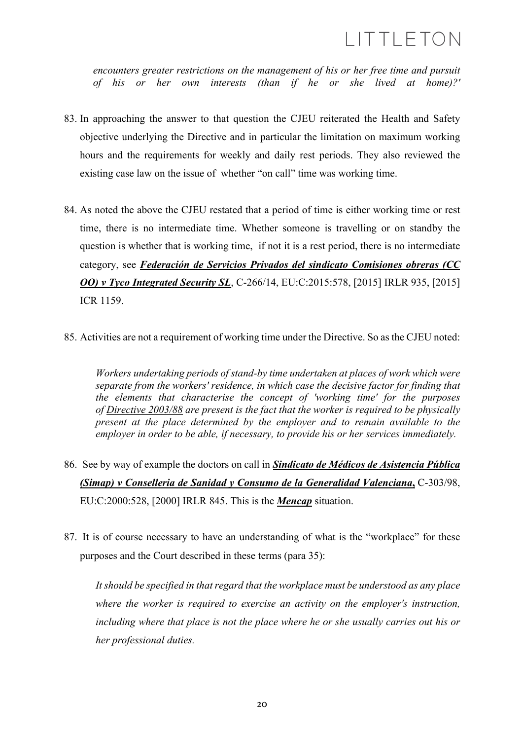*encounters greater restrictions on the management of his or her free time and pursuit of his or her own interests (than if he or she lived at home)?'*

83. In approaching the answer to that question the CJEU reiterated the Health and Safety objective underlying the Directive and in particular the limitation on maximum working hours and the requirements for weekly and daily rest periods. They also reviewed the existing case law on the issue of whether "on call" time was working time.

84. As noted the above the CJEU restated that a period of time is either working time or rest time, there is no intermediate time. Whether someone is travelling or on standby the question is whether that is working time, if not it is a rest period, there is no intermediate category, see ***Federación de Servicios Privados del sindicato Comisiones obreras (CC OO) v Tyco Integrated Security SL***, C-266/14, EU:C:2015:578, [2015] IRLR 935, [2015] ICR 1159.

85. Activities are not a requirement of working time under the Directive. So as the CJEU noted:

    *Workers undertaking periods of stand-by time undertaken at places of work which were separate from the workers' residence, in which case the decisive factor for finding that the elements that characterise the concept of 'working time' for the purposes of Directive 2003/88 are present is the fact that the worker is required to be physically present at the place determined by the employer and to remain available to the employer in order to be able, if necessary, to provide his or her services immediately.*

86. See by way of example the doctors on call in ***Sindicato de Médicos de Asistencia Pública (Simap) v Conselleria de Sanidad y Consumo de la Generalidad Valenciana*,** C-303/98, EU:C:2000:528, [2000] IRLR 845. This is the ***Mencap*** situation.

87. It is of course necessary to have an understanding of what is the "workplace" for these purposes and the Court described in these terms (para 35):

    *It should be specified in that regard that the workplace must be understood as any place where the worker is required to exercise an activity on the employer's instruction, including where that place is not the place where he or she usually carries out his or her professional duties.*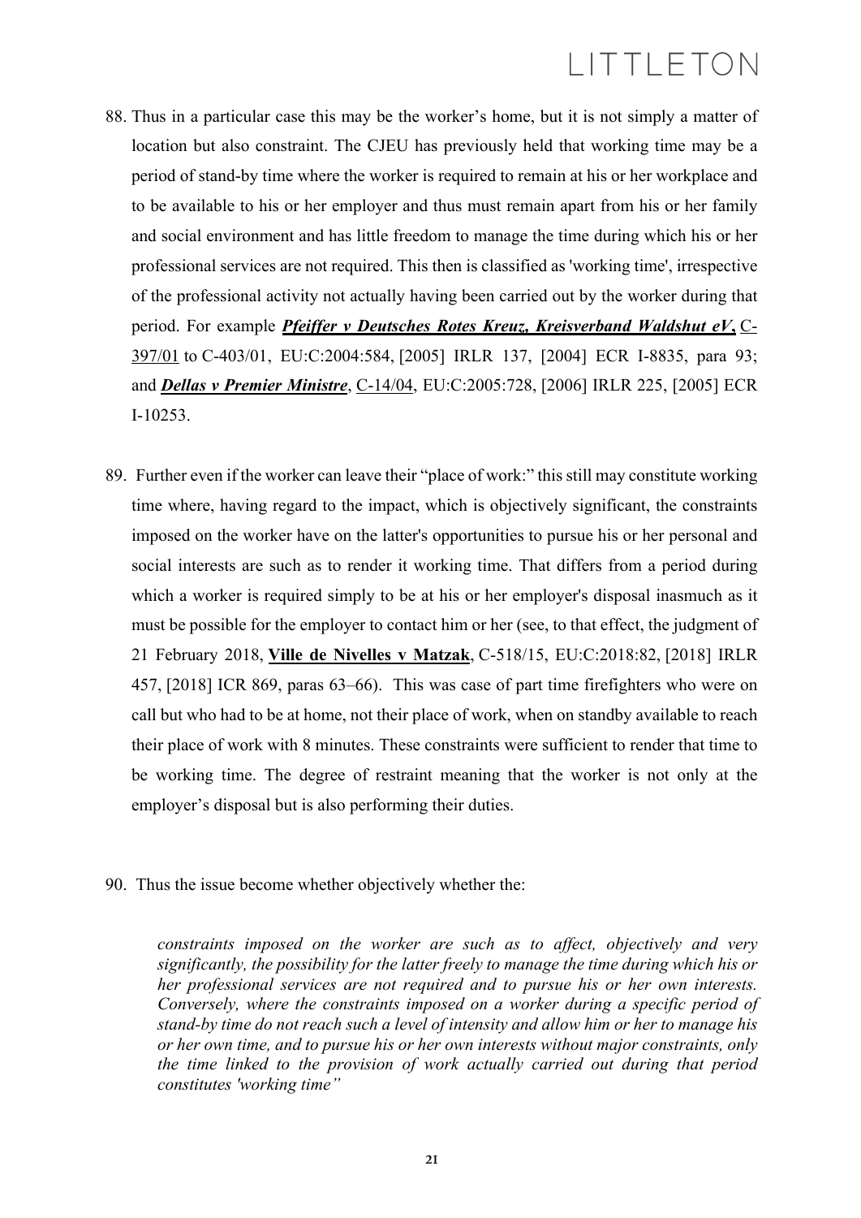88. Thus in a particular case this may be the worker's home, but it is not simply a matter of location but also constraint. The CJEU has previously held that working time may be a period of stand-by time where the worker is required to remain at his or her workplace and to be available to his or her employer and thus must remain apart from his or her family and social environment and has little freedom to manage the time during which his or her professional services are not required. This then is classified as 'working time', irrespective of the professional activity not actually having been carried out by the worker during that period. For example ***Pfeiffer v Deutsches Rotes Kreuz, Kreisverband Waldshut eV***, C-397/01 to C-403/01, EU:C:2004:584, [2005] IRLR 137, [2004] ECR I-8835, para 93; and ***Dellas v Premier Ministre***, C-14/04, EU:C:2005:728, [2006] IRLR 225, [2005] ECR I-10253.

89. Further even if the worker can leave their "place of work:" this still may constitute working time where, having regard to the impact, which is objectively significant, the constraints imposed on the worker have on the latter's opportunities to pursue his or her personal and social interests are such as to render it working time. That differs from a period during which a worker is required simply to be at his or her employer's disposal inasmuch as it must be possible for the employer to contact him or her (see, to that effect, the judgment of 21 February 2018, **Ville de Nivelles v Matzak**, C-518/15, EU:C:2018:82, [2018] IRLR 457, [2018] ICR 869, paras 63–66). This was case of part time firefighters who were on call but who had to be at home, not their place of work, when on standby available to reach their place of work with 8 minutes. These constraints were sufficient to render that time to be working time. The degree of restraint meaning that the worker is not only at the employer's disposal but is also performing their duties.

90. Thus the issue become whether objectively whether the:

> *constraints imposed on the worker are such as to affect, objectively and very significantly, the possibility for the latter freely to manage the time during which his or her professional services are not required and to pursue his or her own interests. Conversely, where the constraints imposed on a worker during a specific period of stand-by time do not reach such a level of intensity and allow him or her to manage his or her own time, and to pursue his or her own interests without major constraints, only the time linked to the provision of work actually carried out during that period constitutes 'working time"*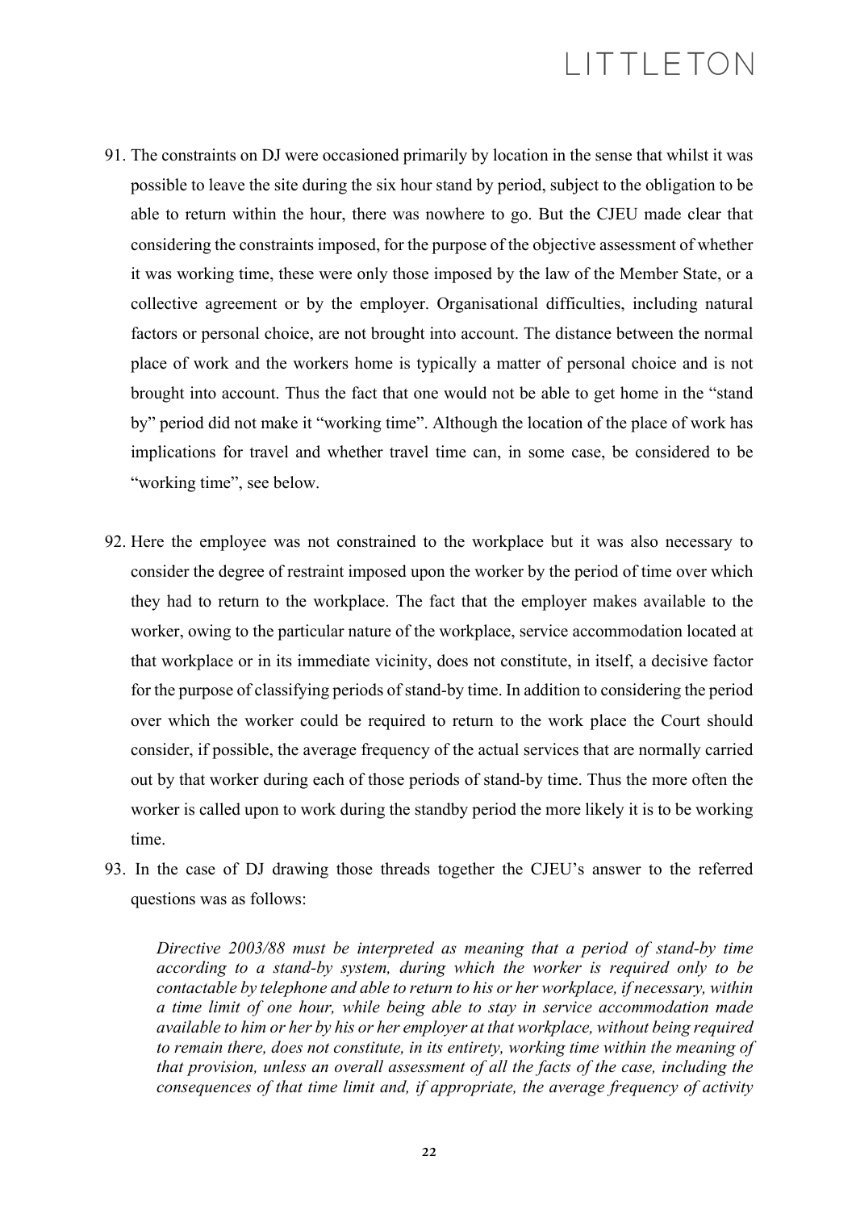91. The constraints on DJ were occasioned primarily by location in the sense that whilst it was possible to leave the site during the six hour stand by period, subject to the obligation to be able to return within the hour, there was nowhere to go. But the CJEU made clear that considering the constraints imposed, for the purpose of the objective assessment of whether it was working time, these were only those imposed by the law of the Member State, or a collective agreement or by the employer. Organisational difficulties, including natural factors or personal choice, are not brought into account. The distance between the normal place of work and the workers home is typically a matter of personal choice and is not brought into account. Thus the fact that one would not be able to get home in the "stand by" period did not make it "working time". Although the location of the place of work has implications for travel and whether travel time can, in some case, be considered to be "working time", see below.

92. Here the employee was not constrained to the workplace but it was also necessary to consider the degree of restraint imposed upon the worker by the period of time over which they had to return to the workplace. The fact that the employer makes available to the worker, owing to the particular nature of the workplace, service accommodation located at that workplace or in its immediate vicinity, does not constitute, in itself, a decisive factor for the purpose of classifying periods of stand-by time. In addition to considering the period over which the worker could be required to return to the work place the Court should consider, if possible, the average frequency of the actual services that are normally carried out by that worker during each of those periods of stand-by time. Thus the more often the worker is called upon to work during the standby period the more likely it is to be working time.

93. In the case of DJ drawing those threads together the CJEU's answer to the referred questions was as follows:

> *Directive 2003/88 must be interpreted as meaning that a period of stand-by time according to a stand-by system, during which the worker is required only to be contactable by telephone and able to return to his or her workplace, if necessary, within a time limit of one hour, while being able to stay in service accommodation made available to him or her by his or her employer at that workplace, without being required to remain there, does not constitute, in its entirety, working time within the meaning of that provision, unless an overall assessment of all the facts of the case, including the consequences of that time limit and, if appropriate, the average frequency of activity*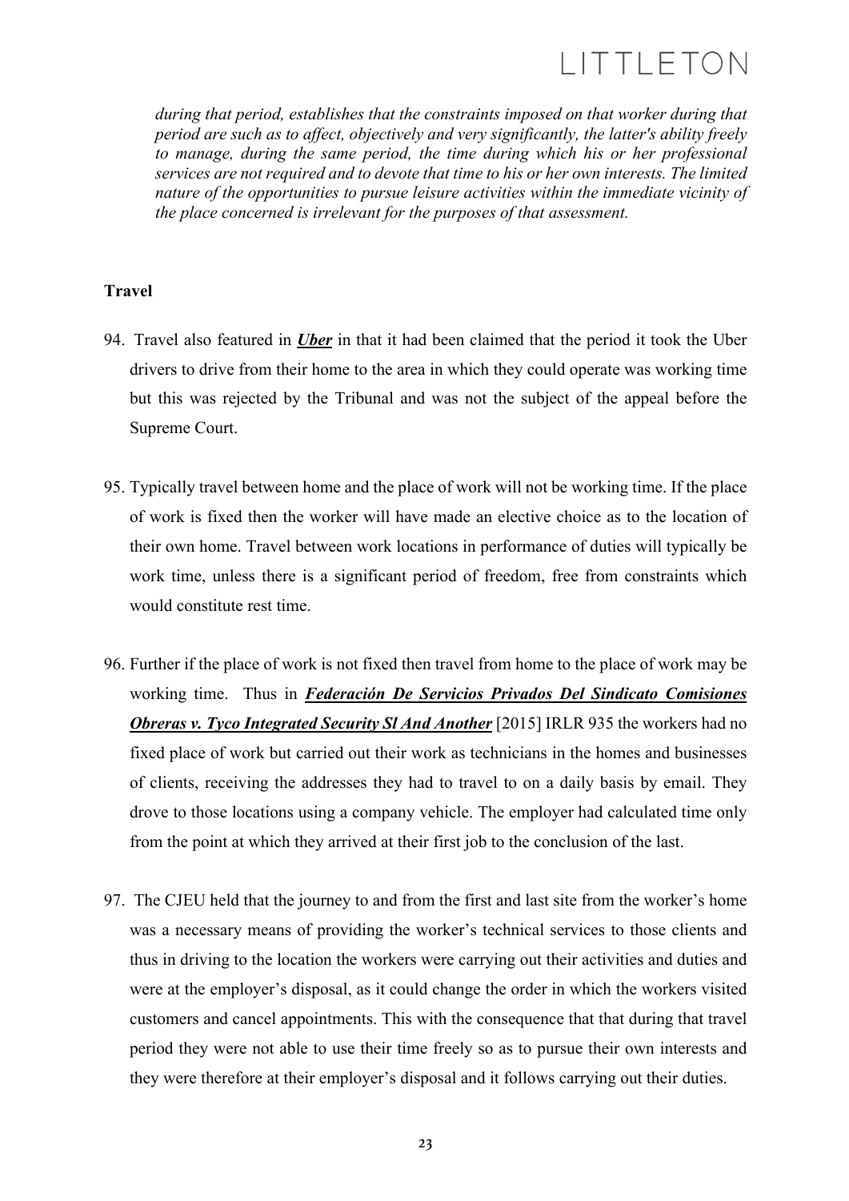*during that period, establishes that the constraints imposed on that worker during that period are such as to affect, objectively and very significantly, the latter's ability freely to manage, during the same period, the time during which his or her professional services are not required and to devote that time to his or her own interests. The limited nature of the opportunities to pursue leisure activities within the immediate vicinity of the place concerned is irrelevant for the purposes of that assessment.*

**Travel**

94. Travel also featured in ***Uber*** in that it had been claimed that the period it took the Uber drivers to drive from their home to the area in which they could operate was working time but this was rejected by the Tribunal and was not the subject of the appeal before the Supreme Court.

95. Typically travel between home and the place of work will not be working time. If the place of work is fixed then the worker will have made an elective choice as to the location of their own home. Travel between work locations in performance of duties will typically be work time, unless there is a significant period of freedom, free from constraints which would constitute rest time.

96. Further if the place of work is not fixed then travel from home to the place of work may be working time. Thus in ***Federación De Servicios Privados Del Sindicato Comisiones Obreras v. Tyco Integrated Security Sl And Another*** [2015] IRLR 935 the workers had no fixed place of work but carried out their work as technicians in the homes and businesses of clients, receiving the addresses they had to travel to on a daily basis by email. They drove to those locations using a company vehicle. The employer had calculated time only from the point at which they arrived at their first job to the conclusion of the last.

97. The CJEU held that the journey to and from the first and last site from the worker's home was a necessary means of providing the worker's technical services to those clients and thus in driving to the location the workers were carrying out their activities and duties and were at the employer's disposal, as it could change the order in which the workers visited customers and cancel appointments. This with the consequence that that during that travel period they were not able to use their time freely so as to pursue their own interests and they were therefore at their employer's disposal and it follows carrying out their duties.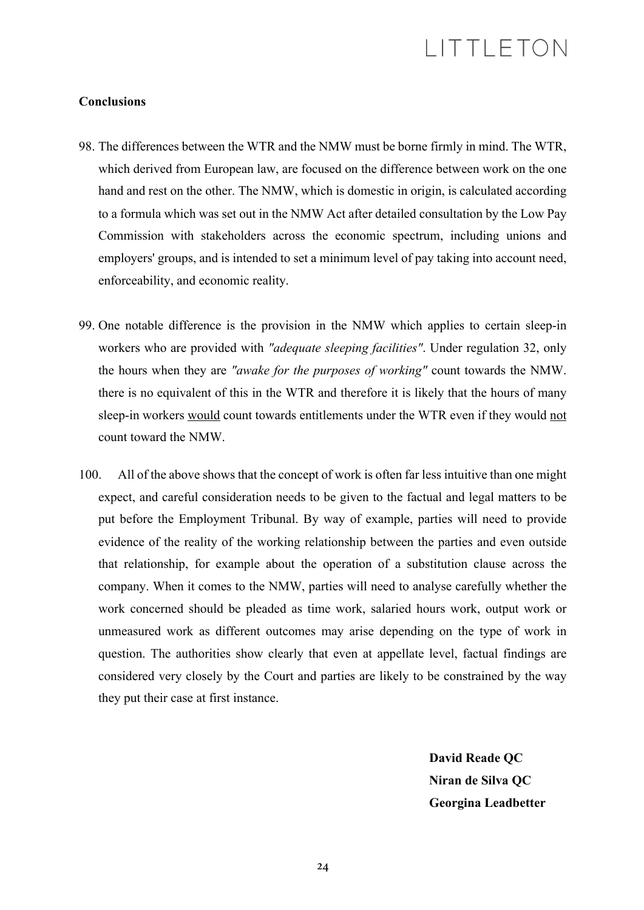**Conclusions**

98. The differences between the WTR and the NMW must be borne firmly in mind. The WTR, which derived from European law, are focused on the difference between work on the one hand and rest on the other. The NMW, which is domestic in origin, is calculated according to a formula which was set out in the NMW Act after detailed consultation by the Low Pay Commission with stakeholders across the economic spectrum, including unions and employers' groups, and is intended to set a minimum level of pay taking into account need, enforceability, and economic reality.

99. One notable difference is the provision in the NMW which applies to certain sleep-in workers who are provided with *"adequate sleeping facilities"*. Under regulation 32, only the hours when they are *"awake for the purposes of working"* count towards the NMW. there is no equivalent of this in the WTR and therefore it is likely that the hours of many sleep-in workers <u>would</u> count towards entitlements under the WTR even if they would <u>not</u> count toward the NMW.

100. All of the above shows that the concept of work is often far less intuitive than one might expect, and careful consideration needs to be given to the factual and legal matters to be put before the Employment Tribunal. By way of example, parties will need to provide evidence of the reality of the working relationship between the parties and even outside that relationship, for example about the operation of a substitution clause across the company. When it comes to the NMW, parties will need to analyse carefully whether the work concerned should be pleaded as time work, salaried hours work, output work or unmeasured work as different outcomes may arise depending on the type of work in question. The authorities show clearly that even at appellate level, factual findings are considered very closely by the Court and parties are likely to be constrained by the way they put their case at first instance.

**David Reade QC**
**Niran de Silva QC**
**Georgina Leadbetter**